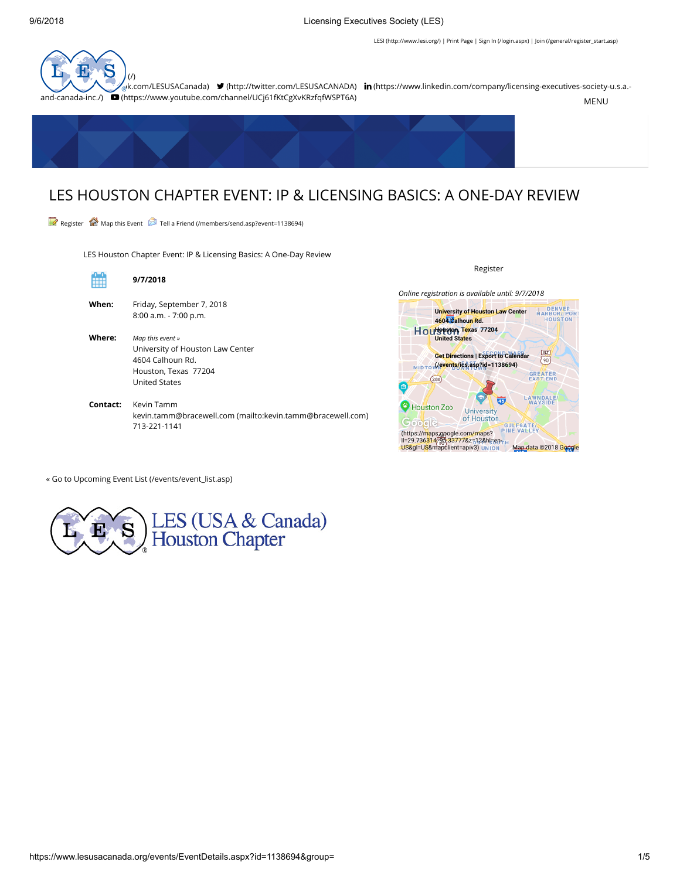LESI (http://www.lesi.org/) | Print Page | Sign In (/login.aspx) | Join (/general/register_start.asp)

(/) k.com/LESUSACanada) (http://twitter.com/LESUSACANADA) (https://www.linkedin.com/company/licensing-executives-society-u.s.a.-and-canada-inc./) (https://www.youtube.com/channel/UCj61fKtCgXvKRzfqfWSPT6A)

MENU

# LES HOUSTON CHAPTER EVENT: IP & LICENSING BASICS: A ONE-DAY REVIEW

Register | Map this Event | Tell a Friend (/members/send.asp?event=1138694)

LES Houston Chapter Event: IP & Licensing Basics: A One-Day Review

**9/7/2018**

**When:** Friday, September 7, 2018
8:00 a.m. - 7:00 p.m.

**Where:** *Map this event »*
University of Houston Law Center
4604 Calhoun Rd.
Houston, Texas 77204
United States

**Contact:** Kevin Tamm
kevin.tamm@bracewell.com (mailto:kevin.tamm@bracewell.com)
713-221-1141

Register

*Online registration is available until: 9/7/2018*

University of Houston Law Center
4604 Calhoun Rd.
Houston, Texas 77204
United States

Get Directions | Export to Calendar (/events/ics.asp?id=1138694)

(https://maps.google.com/maps?ll=29.736314,-95.337778&z=12&hl=en-US&gl=US&mapclient=apiv3)

Map data ©2018 Google

« Go to Upcoming Event List (/events/event_list.asp)

LES (USA & Canada)
Houston Chapter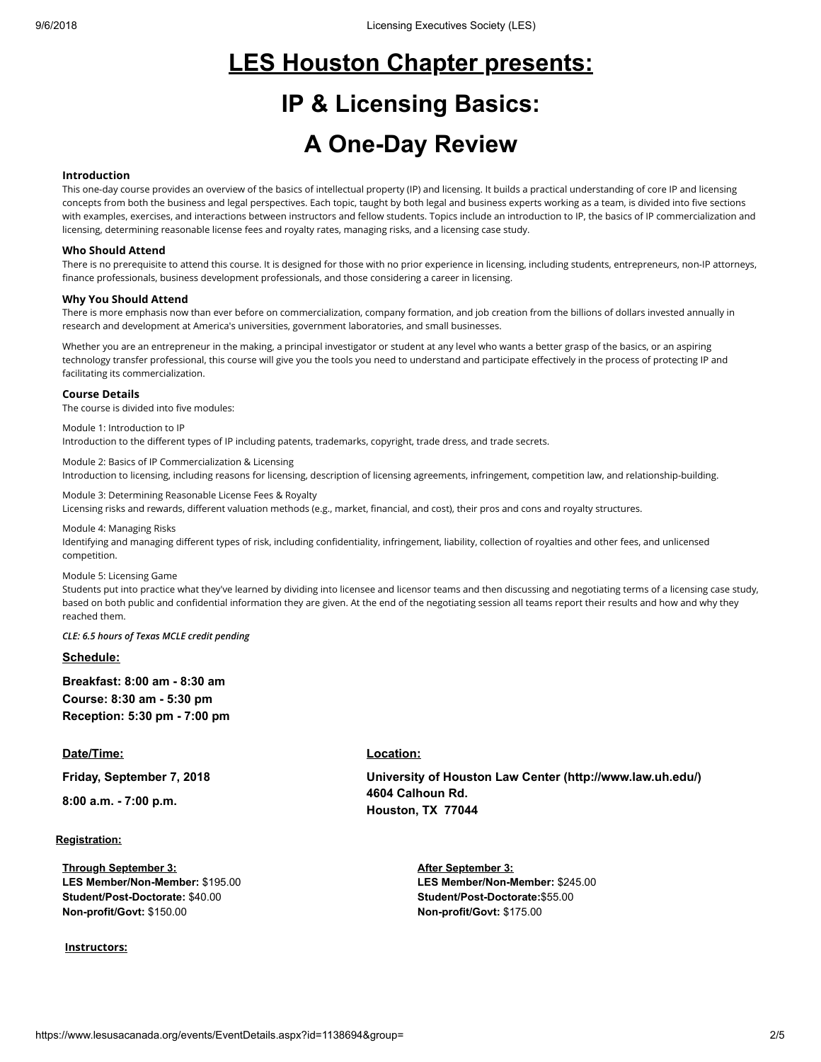# LES Houston Chapter presents:

# IP & Licensing Basics:

# A One-Day Review

### Introduction

This one-day course provides an overview of the basics of intellectual property (IP) and licensing. It builds a practical understanding of core IP and licensing concepts from both the business and legal perspectives. Each topic, taught by both legal and business experts working as a team, is divided into five sections with examples, exercises, and interactions between instructors and fellow students. Topics include an introduction to IP, the basics of IP commercialization and licensing, determining reasonable license fees and royalty rates, managing risks, and a licensing case study.

### Who Should Attend

There is no prerequisite to attend this course. It is designed for those with no prior experience in licensing, including students, entrepreneurs, non-IP attorneys, finance professionals, business development professionals, and those considering a career in licensing.

### Why You Should Attend

There is more emphasis now than ever before on commercialization, company formation, and job creation from the billions of dollars invested annually in research and development at America's universities, government laboratories, and small businesses.

Whether you are an entrepreneur in the making, a principal investigator or student at any level who wants a better grasp of the basics, or an aspiring technology transfer professional, this course will give you the tools you need to understand and participate effectively in the process of protecting IP and facilitating its commercialization.

### Course Details

The course is divided into five modules:

Module 1: Introduction to IP
Introduction to the different types of IP including patents, trademarks, copyright, trade dress, and trade secrets.

Module 2: Basics of IP Commercialization & Licensing
Introduction to licensing, including reasons for licensing, description of licensing agreements, infringement, competition law, and relationship-building.

Module 3: Determining Reasonable License Fees & Royalty
Licensing risks and rewards, different valuation methods (e.g., market, financial, and cost), their pros and cons and royalty structures.

Module 4: Managing Risks
Identifying and managing different types of risk, including confidentiality, infringement, liability, collection of royalties and other fees, and unlicensed competition.

Module 5: Licensing Game
Students put into practice what they've learned by dividing into licensee and licensor teams and then discussing and negotiating terms of a licensing case study, based on both public and confidential information they are given. At the end of the negotiating session all teams report their results and how and why they reached them.

***CLE: 6.5 hours of Texas MCLE credit pending***

**Schedule:**

**Breakfast: 8:00 am - 8:30 am**
**Course: 8:30 am - 5:30 pm**
**Reception: 5:30 pm - 7:00 pm**

**Date/Time:**

**Friday, September 7, 2018**

**8:00 a.m. - 7:00 p.m.**

**Location:**

**University of Houston Law Center (http://www.law.uh.edu/)**
**4604 Calhoun Rd.**
**Houston, TX 77044**

**Registration:**

**Through September 3:**
**LES Member/Non-Member:** $195.00
**Student/Post-Doctorate:** $40.00
**Non-profit/Govt:** $150.00

**After September 3:**
**LES Member/Non-Member:** $245.00
**Student/Post-Doctorate:** $55.00
**Non-profit/Govt:** $175.00

**Instructors:**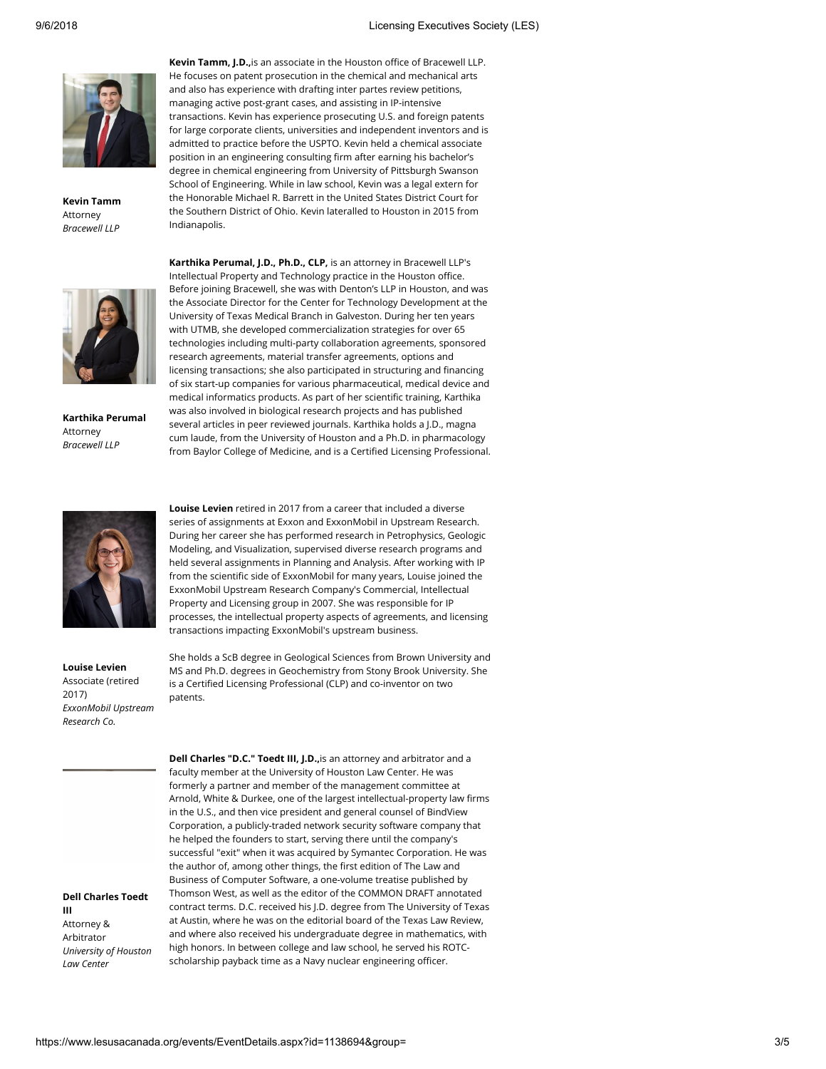**Kevin Tamm**
Attorney
*Bracewell LLP*

**Kevin Tamm, J.D.,** is an associate in the Houston office of Bracewell LLP. He focuses on patent prosecution in the chemical and mechanical arts and also has experience with drafting inter partes review petitions, managing active post-grant cases, and assisting in IP-intensive transactions. Kevin has experience prosecuting U.S. and foreign patents for large corporate clients, universities and independent inventors and is admitted to practice before the USPTO. Kevin held a chemical associate position in an engineering consulting firm after earning his bachelor's degree in chemical engineering from University of Pittsburgh Swanson School of Engineering. While in law school, Kevin was a legal extern for the Honorable Michael R. Barrett in the United States District Court for the Southern District of Ohio. Kevin lateralled to Houston in 2015 from Indianapolis.

**Karthika Perumal**
Attorney
*Bracewell LLP*

**Karthika Perumal, J.D., Ph.D., CLP,** is an attorney in Bracewell LLP's Intellectual Property and Technology practice in the Houston office. Before joining Bracewell, she was with Denton's LLP in Houston, and was the Associate Director for the Center for Technology Development at the University of Texas Medical Branch in Galveston. During her ten years with UTMB, she developed commercialization strategies for over 65 technologies including multi-party collaboration agreements, sponsored research agreements, material transfer agreements, options and licensing transactions; she also participated in structuring and financing of six start-up companies for various pharmaceutical, medical device and medical informatics products. As part of her scientific training, Karthika was also involved in biological research projects and has published several articles in peer reviewed journals. Karthika holds a J.D., magna cum laude, from the University of Houston and a Ph.D. in pharmacology from Baylor College of Medicine, and is a Certified Licensing Professional.

**Louise Levien**
Associate (retired 2017)
*ExxonMobil Upstream Research Co.*

**Louise Levien** retired in 2017 from a career that included a diverse series of assignments at Exxon and ExxonMobil in Upstream Research. During her career she has performed research in Petrophysics, Geologic Modeling, and Visualization, supervised diverse research programs and held several assignments in Planning and Analysis. After working with IP from the scientific side of ExxonMobil for many years, Louise joined the ExxonMobil Upstream Research Company's Commercial, Intellectual Property and Licensing group in 2007. She was responsible for IP processes, the intellectual property aspects of agreements, and licensing transactions impacting ExxonMobil's upstream business.

She holds a ScB degree in Geological Sciences from Brown University and MS and Ph.D. degrees in Geochemistry from Stony Brook University. She is a Certified Licensing Professional (CLP) and co-inventor on two patents.

**Dell Charles Toedt III**
Attorney & Arbitrator
*University of Houston Law Center*

**Dell Charles "D.C." Toedt III, J.D.,** is an attorney and arbitrator and a faculty member at the University of Houston Law Center. He was formerly a partner and member of the management committee at Arnold, White & Durkee, one of the largest intellectual-property law firms in the U.S., and then vice president and general counsel of BindView Corporation, a publicly-traded network security software company that he helped the founders to start, serving there until the company's successful "exit" when it was acquired by Symantec Corporation. He was the author of, among other things, the first edition of The Law and Business of Computer Software, a one-volume treatise published by Thomson West, as well as the editor of the COMMON DRAFT annotated contract terms. D.C. received his J.D. degree from The University of Texas at Austin, where he was on the editorial board of the Texas Law Review, and where also received his undergraduate degree in mathematics, with high honors. In between college and law school, he served his ROTC-scholarship payback time as a Navy nuclear engineering officer.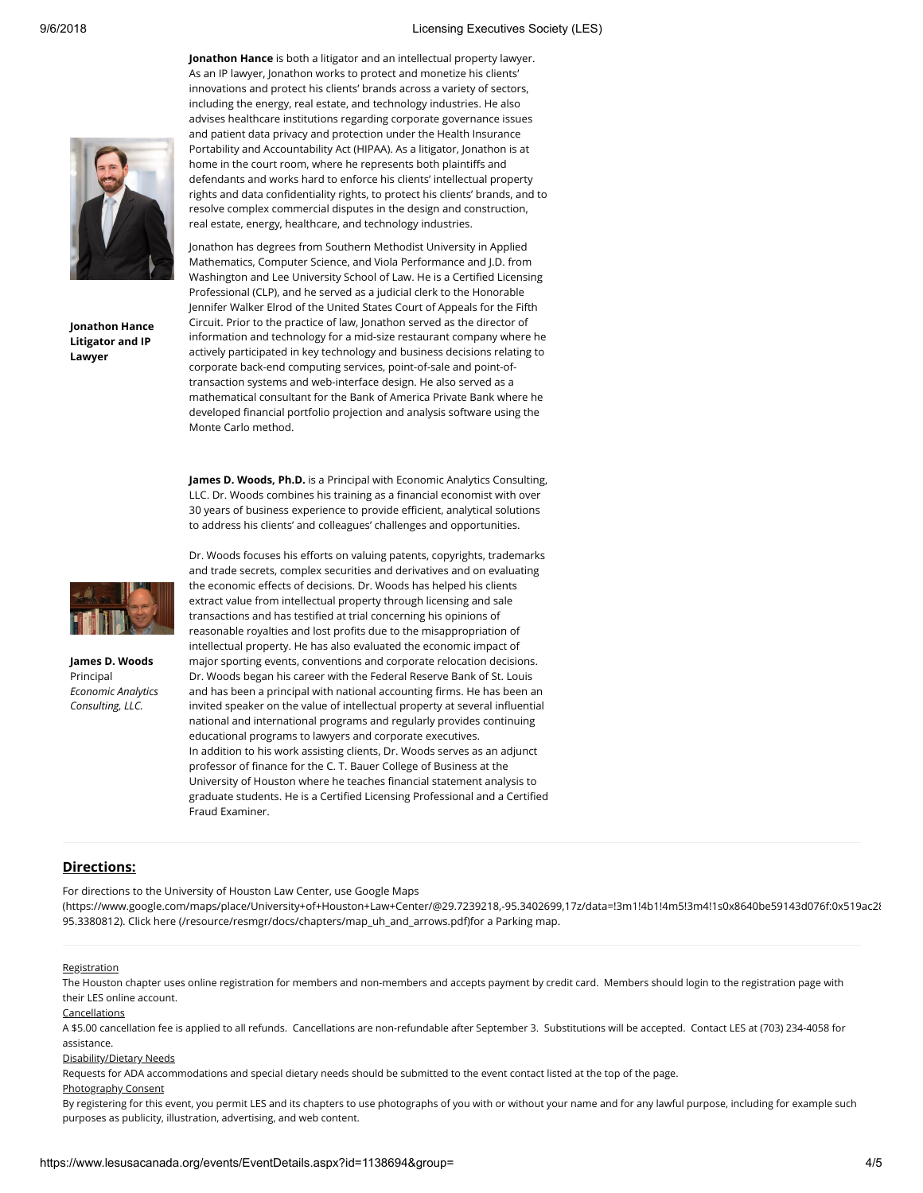**Jonathon Hance**
**Litigator and IP Lawyer**

**Jonathon Hance** is both a litigator and an intellectual property lawyer. As an IP lawyer, Jonathon works to protect and monetize his clients' innovations and protect his clients' brands across a variety of sectors, including the energy, real estate, and technology industries. He also advises healthcare institutions regarding corporate governance issues and patient data privacy and protection under the Health Insurance Portability and Accountability Act (HIPAA). As a litigator, Jonathon is at home in the court room, where he represents both plaintiffs and defendants and works hard to enforce his clients' intellectual property rights and data confidentiality rights, to protect his clients' brands, and to resolve complex commercial disputes in the design and construction, real estate, energy, healthcare, and technology industries.

Jonathon has degrees from Southern Methodist University in Applied Mathematics, Computer Science, and Viola Performance and J.D. from Washington and Lee University School of Law. He is a Certified Licensing Professional (CLP), and he served as a judicial clerk to the Honorable Jennifer Walker Elrod of the United States Court of Appeals for the Fifth Circuit. Prior to the practice of law, Jonathon served as the director of information and technology for a mid-size restaurant company where he actively participated in key technology and business decisions relating to corporate back-end computing services, point-of-sale and point-of-transaction systems and web-interface design. He also served as a mathematical consultant for the Bank of America Private Bank where he developed financial portfolio projection and analysis software using the Monte Carlo method.

**James D. Woods**
Principal
*Economic Analytics Consulting, LLC.*

**James D. Woods, Ph.D.** is a Principal with Economic Analytics Consulting, LLC. Dr. Woods combines his training as a financial economist with over 30 years of business experience to provide efficient, analytical solutions to address his clients' and colleagues' challenges and opportunities.

Dr. Woods focuses his efforts on valuing patents, copyrights, trademarks and trade secrets, complex securities and derivatives and on evaluating the economic effects of decisions. Dr. Woods has helped his clients extract value from intellectual property through licensing and sale transactions and has testified at trial concerning his opinions of reasonable royalties and lost profits due to the misappropriation of intellectual property. He has also evaluated the economic impact of major sporting events, conventions and corporate relocation decisions. Dr. Woods began his career with the Federal Reserve Bank of St. Louis and has been a principal with national accounting firms. He has been an invited speaker on the value of intellectual property at several influential national and international programs and regularly provides continuing educational programs to lawyers and corporate executives.
In addition to his work assisting clients, Dr. Woods serves as an adjunct professor of finance for the C. T. Bauer College of Business at the University of Houston where he teaches financial statement analysis to graduate students. He is a Certified Licensing Professional and a Certified Fraud Examiner.

## Directions:

For directions to the University of Houston Law Center, use Google Maps (https://www.google.com/maps/place/University+of+Houston+Law+Center/@29.7239218,-95.3402699,17z/data=!3m1!4b1!4m5!3m4!1s0x8640be59143d076f:0x519ac2ℓ 95.3380812). Click here (/resource/resmgr/docs/chapters/map_uh_and_arrows.pdf)for a Parking map.

Registration
The Houston chapter uses online registration for members and non-members and accepts payment by credit card. Members should login to the registration page with their LES online account.

Cancellations
A $5.00 cancellation fee is applied to all refunds. Cancellations are non-refundable after September 3. Substitutions will be accepted. Contact LES at (703) 234-4058 for assistance.

Disability/Dietary Needs
Requests for ADA accommodations and special dietary needs should be submitted to the event contact listed at the top of the page.

Photography Consent
By registering for this event, you permit LES and its chapters to use photographs of you with or without your name and for any lawful purpose, including for example such purposes as publicity, illustration, advertising, and web content.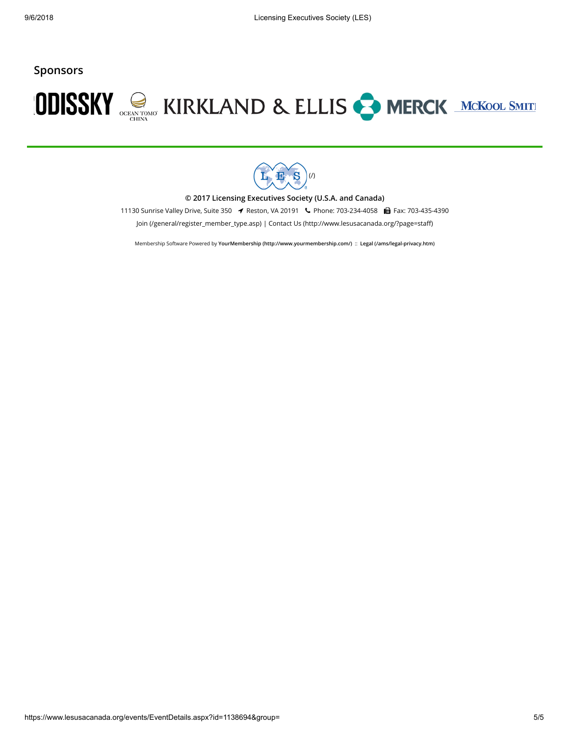## Sponsors

ODISSKY OCEAN TOMO CHINA KIRKLAND & ELLIS MERCK MCKOOL SMITH

(/)

**© 2017 Licensing Executives Society (U.S.A. and Canada)**

11130 Sunrise Valley Drive, Suite 350 Reston, VA 20191 Phone: 703-234-4058 Fax: 703-435-4390

Join (/general/register_member_type.asp) | Contact Us (http://www.lesusacanada.org/?page=staff)

Membership Software Powered by **YourMembership (http://www.yourmembership.com/)** :: **Legal (/ams/legal-privacy.htm)**